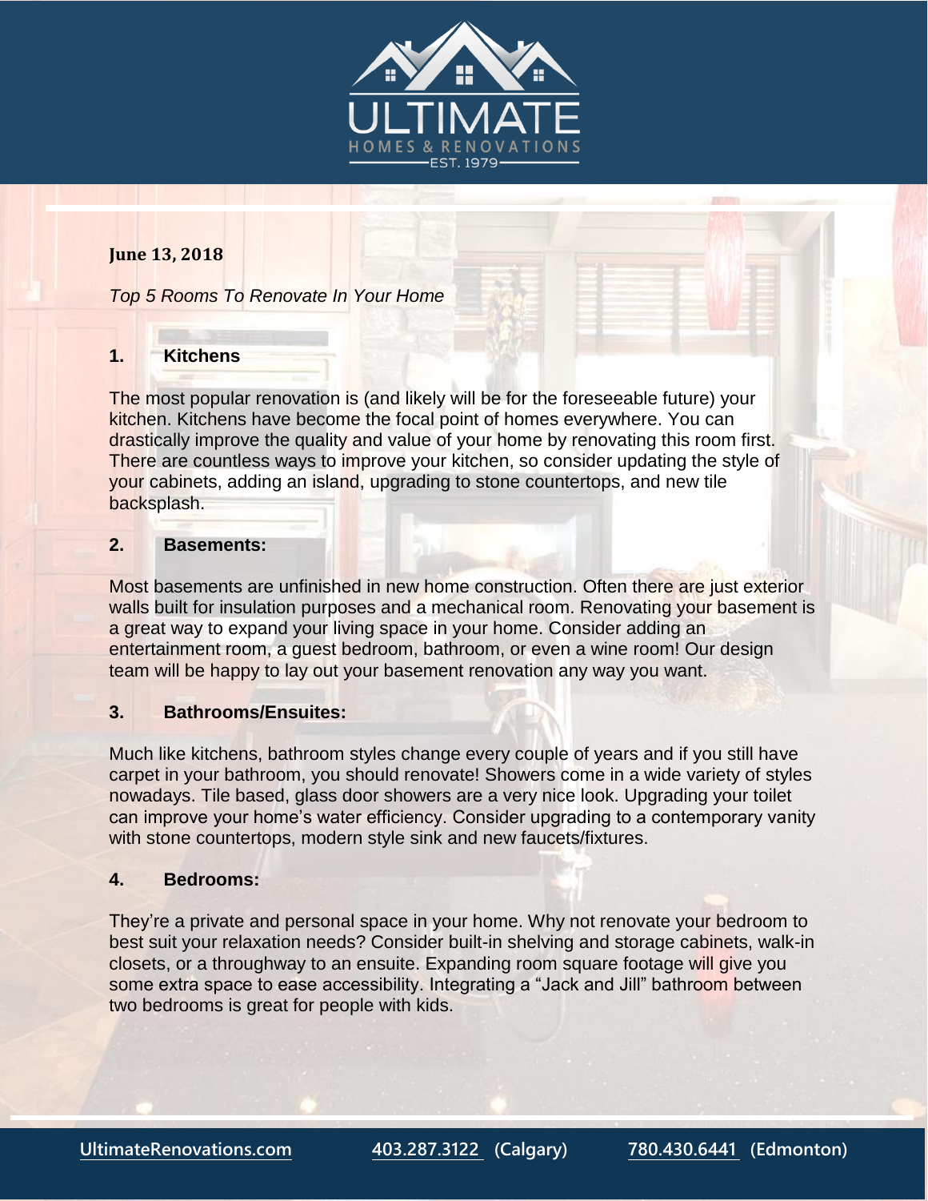**June 13, 2018**

*Top 5 Rooms To Renovate In Your Home*

## 1. Kitchens

The most popular renovation is (and likely will be for the foreseeable future) your kitchen. Kitchens have become the focal point of homes everywhere. You can drastically improve the quality and value of your home by renovating this room first. There are countless ways to improve your kitchen, so consider updating the style of your cabinets, adding an island, upgrading to stone countertops, and new tile backsplash.

## 2. Basements:

Most basements are unfinished in new home construction. Often there are just exterior walls built for insulation purposes and a mechanical room. Renovating your basement is a great way to expand your living space in your home. Consider adding an entertainment room, a guest bedroom, bathroom, or even a wine room! Our design team will be happy to lay out your basement renovation any way you want.

## 3. Bathrooms/Ensuites:

Much like kitchens, bathroom styles change every couple of years and if you still have carpet in your bathroom, you should renovate! Showers come in a wide variety of styles nowadays. Tile based, glass door showers are a very nice look. Upgrading your toilet can improve your home's water efficiency. Consider upgrading to a contemporary vanity with stone countertops, modern style sink and new faucets/fixtures.

## 4. Bedrooms:

They're a private and personal space in your home. Why not renovate your bedroom to best suit your relaxation needs? Consider built-in shelving and storage cabinets, walk-in closets, or a throughway to an ensuite. Expanding room square footage will give you some extra space to ease accessibility. Integrating a "Jack and Jill" bathroom between two bedrooms is great for people with kids.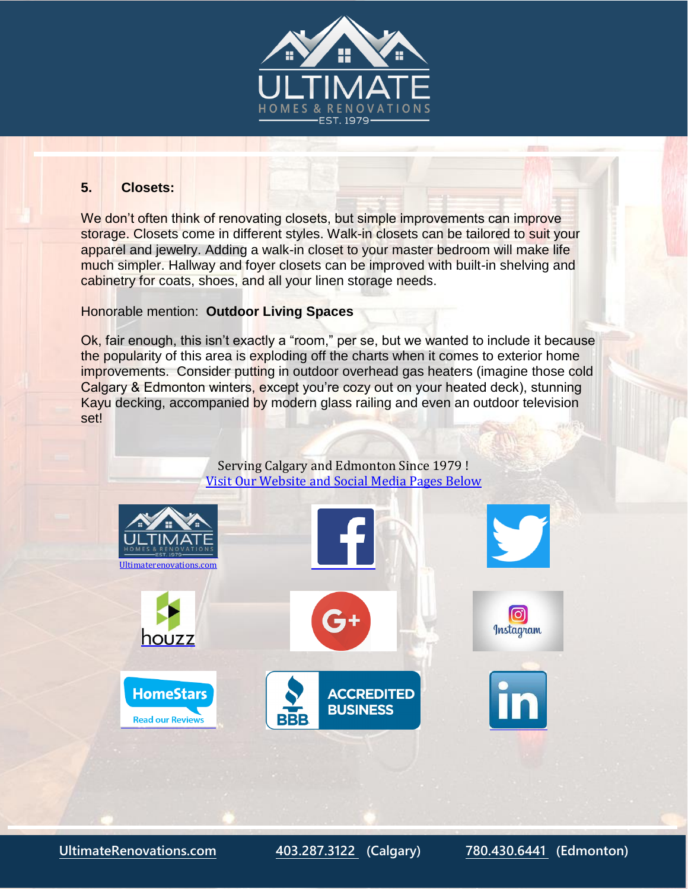**5. Closets:**

We don't often think of renovating closets, but simple improvements can improve storage. Closets come in different styles. Walk-in closets can be tailored to suit your apparel and jewelry. Adding a walk-in closet to your master bedroom will make life much simpler. Hallway and foyer closets can be improved with built-in shelving and cabinetry for coats, shoes, and all your linen storage needs.

Honorable mention: **Outdoor Living Spaces**

Ok, fair enough, this isn't exactly a "room," per se, but we wanted to include it because the popularity of this area is exploding off the charts when it comes to exterior home improvements. Consider putting in outdoor overhead gas heaters (imagine those cold Calgary & Edmonton winters, except you're cozy out on your heated deck), stunning Kayu decking, accompanied by modern glass railing and even an outdoor television set!

Serving Calgary and Edmonton Since 1979 !

Visit Our Website and Social Media Pages Below

Ultimaterenovations.com

UltimateRenovations.com 403.287.3122 (Calgary) 780.430.6441 (Edmonton)